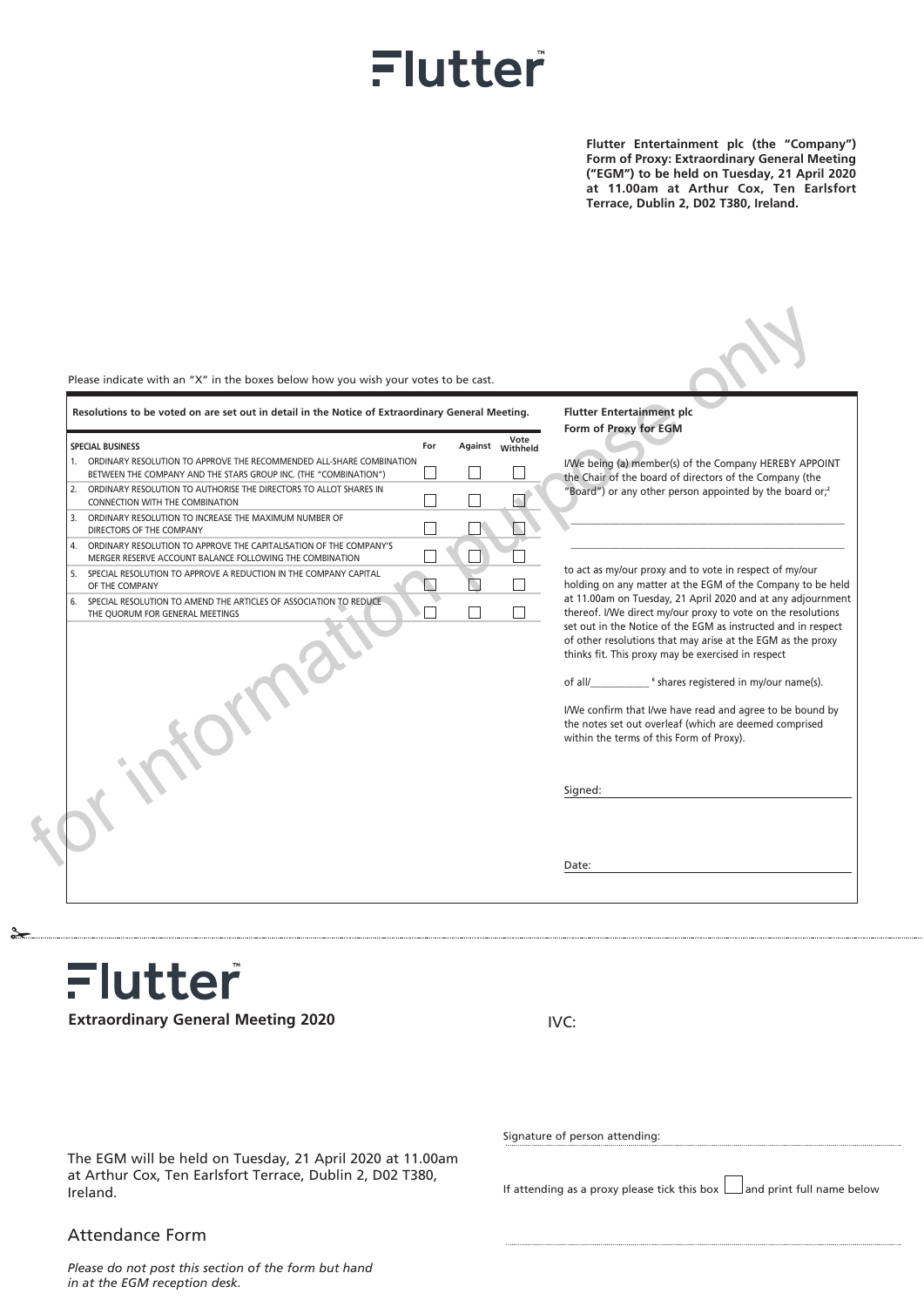# Flutter™

**Flutter Entertainment plc (the "Company") Form of Proxy: Extraordinary General Meeting ("EGM") to be held on Tuesday, 21 April 2020 at 11.00am at Arthur Cox, Ten Earlsfort Terrace, Dublin 2, D02 T380, Ireland.**

for information purpose only

Please indicate with an "X" in the boxes below how you wish your votes to be cast.

**Resolutions to be voted on are set out in detail in the Notice of Extraordinary General Meeting.**

| SPECIAL BUSINESS | For | Against | Vote Withheld |
|---|---|---|---|
| 1. ORDINARY RESOLUTION TO APPROVE THE RECOMMENDED ALL-SHARE COMBINATION BETWEEN THE COMPANY AND THE STARS GROUP INC. (THE "COMBINATION") | ☐ | ☐ | ☐ |
| 2. ORDINARY RESOLUTION TO AUTHORISE THE DIRECTORS TO ALLOT SHARES IN CONNECTION WITH THE COMBINATION | ☐ | ☐ | ☐ |
| 3. ORDINARY RESOLUTION TO INCREASE THE MAXIMUM NUMBER OF DIRECTORS OF THE COMPANY | ☐ | ☐ | ☐ |
| 4. ORDINARY RESOLUTION TO APPROVE THE CAPITALISATION OF THE COMPANY'S MERGER RESERVE ACCOUNT BALANCE FOLLOWING THE COMBINATION | ☐ | ☐ | ☐ |
| 5. SPECIAL RESOLUTION TO APPROVE A REDUCTION IN THE COMPANY CAPITAL OF THE COMPANY | ☐ | ☐ | ☐ |
| 6. SPECIAL RESOLUTION TO AMEND THE ARTICLES OF ASSOCIATION TO REDUCE THE QUORUM FOR GENERAL MEETINGS | ☐ | ☐ | ☐ |

**Flutter Entertainment plc**
**Form of Proxy for EGM**

I/We being (a) member(s) of the Company HEREBY APPOINT the Chair of the board of directors of the Company (the "Board") or any other person appointed by the board or;[2]

\_\_\_\_\_\_\_\_\_\_\_\_\_\_\_\_\_\_\_\_\_\_\_\_\_\_\_\_\_\_\_\_\_\_\_\_\_\_\_\_

\_\_\_\_\_\_\_\_\_\_\_\_\_\_\_\_\_\_\_\_\_\_\_\_\_\_\_\_\_\_\_\_\_\_\_\_\_\_\_\_

to act as my/our proxy and to vote in respect of my/our holding on any matter at the EGM of the Company to be held at 11.00am on Tuesday, 21 April 2020 and at any adjournment thereof. I/We direct my/our proxy to vote on the resolutions set out in the Notice of the EGM as instructed and in respect of other resolutions that may arise at the EGM as the proxy thinks fit. This proxy may be exercised in respect

of all/\_\_\_\_\_\_\_\_\_\_\_ [6] shares registered in my/our name(s).

I/We confirm that I/we have read and agree to be bound by the notes set out overleaf (which are deemed comprised within the terms of this Form of Proxy).

Signed: \_\_\_\_\_\_\_\_\_\_\_\_\_\_\_\_\_\_\_\_\_\_\_\_\_\_\_\_\_\_

Date: \_\_\_\_\_\_\_\_\_\_\_\_\_\_\_\_\_\_\_\_\_\_\_\_\_\_\_\_\_\_

---

# Flutter™

**Extraordinary General Meeting 2020**

IVC:

The EGM will be held on Tuesday, 21 April 2020 at 11.00am at Arthur Cox, Ten Earlsfort Terrace, Dublin 2, D02 T380, Ireland.

Signature of person attending: \_\_\_\_\_\_\_\_\_\_\_\_\_\_\_\_\_\_\_\_\_\_\_\_\_\_\_\_\_\_

If attending as a proxy please tick this box ☐ and print full name below

\_\_\_\_\_\_\_\_\_\_\_\_\_\_\_\_\_\_\_\_\_\_\_\_\_\_\_\_\_\_

## Attendance Form

*Please do not post this section of the form but hand in at the EGM reception desk.*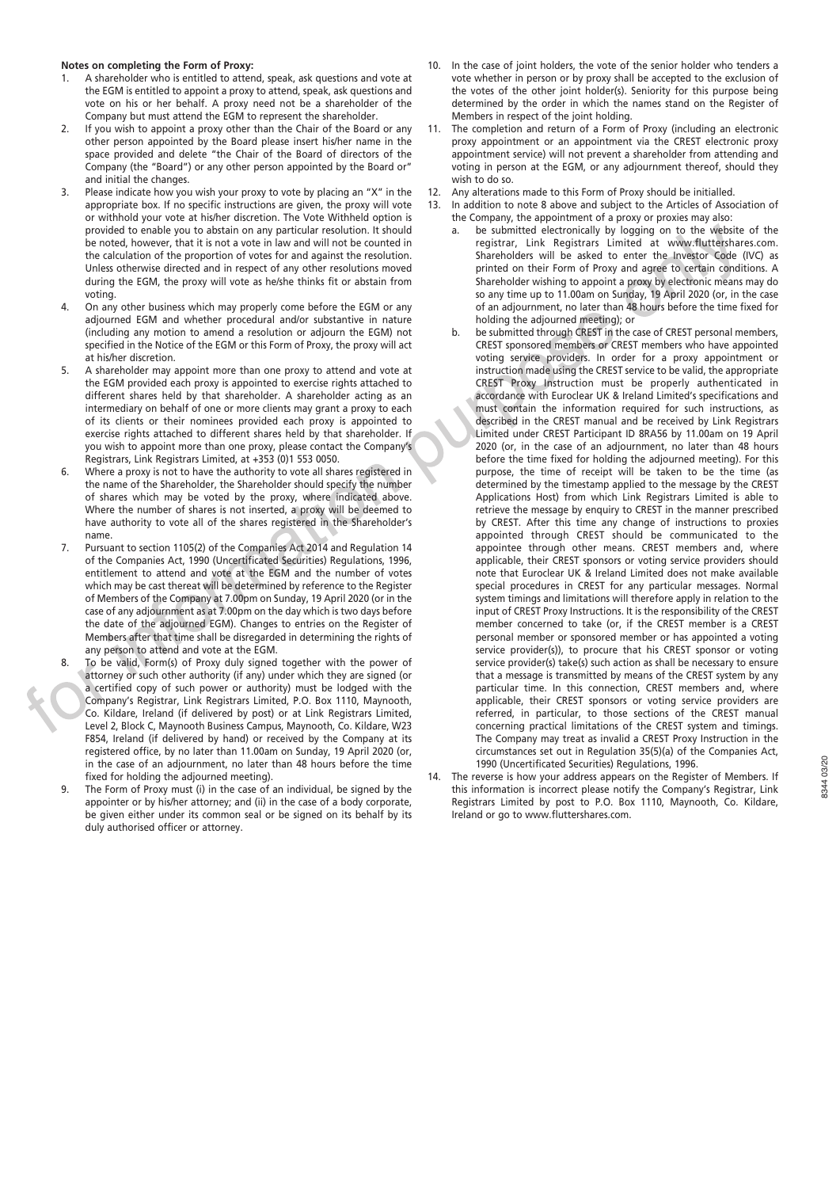**Notes on completing the Form of Proxy:**

1. A shareholder who is entitled to attend, speak, ask questions and vote at the EGM is entitled to appoint a proxy to attend, speak, ask questions and vote on his or her behalf. A proxy need not be a shareholder of the Company but must attend the EGM to represent the shareholder.
2. If you wish to appoint a proxy other than the Chair of the Board or any other person appointed by the Board please insert his/her name in the space provided and delete "the Chair of the Board of directors of the Company (the "Board") or any other person appointed by the Board or" and initial the changes.
3. Please indicate how you wish your proxy to vote by placing an "X" in the appropriate box. If no specific instructions are given, the proxy will vote or withhold your vote at his/her discretion. The Vote Withheld option is provided to enable you to abstain on any particular resolution. It should be noted, however, that it is not a vote in law and will not be counted in the calculation of the proportion of votes for and against the resolution. Unless otherwise directed and in respect of any other resolutions moved during the EGM, the proxy will vote as he/she thinks fit or abstain from voting.
4. On any other business which may properly come before the EGM or any adjourned EGM and whether procedural and/or substantive in nature (including any motion to amend a resolution or adjourn the EGM) not specified in the Notice of the EGM or this Form of Proxy, the proxy will act at his/her discretion.
5. A shareholder may appoint more than one proxy to attend and vote at the EGM provided each proxy is appointed to exercise rights attached to different shares held by that shareholder. A shareholder acting as an intermediary on behalf of one or more clients may grant a proxy to each of its clients or their nominees provided each proxy is appointed to exercise rights attached to different shares held by that shareholder. If you wish to appoint more than one proxy, please contact the Company's Registrars, Link Registrars Limited, at +353 (0)1 553 0050.
6. Where a proxy is not to have the authority to vote all shares registered in the name of the Shareholder, the Shareholder should specify the number of shares which may be voted by the proxy, where indicated above. Where the number of shares is not inserted, a proxy will be deemed to have authority to vote all of the shares registered in the Shareholder's name.
7. Pursuant to section 1105(2) of the Companies Act 2014 and Regulation 14 of the Companies Act, 1990 (Uncertificated Securities) Regulations, 1996, entitlement to attend and vote at the EGM and the number of votes which may be cast thereat will be determined by reference to the Register of Members of the Company at 7.00pm on Sunday, 19 April 2020 (or in the case of any adjournment as at 7.00pm on the day which is two days before the date of the adjourned EGM). Changes to entries on the Register of Members after that time shall be disregarded in determining the rights of any person to attend and vote at the EGM.
8. To be valid, Form(s) of Proxy duly signed together with the power of attorney or such other authority (if any) under which they are signed (or a certified copy of such power or authority) must be lodged with the Company's Registrar, Link Registrars Limited, P.O. Box 1110, Maynooth, Co. Kildare, Ireland (if delivered by post) or at Link Registrars Limited, Level 2, Block C, Maynooth Business Campus, Maynooth, Co. Kildare, W23 F854, Ireland (if delivered by hand) or received by the Company at its registered office, by no later than 11.00am on Sunday, 19 April 2020 (or, in the case of an adjournment, no later than 48 hours before the time fixed for holding the adjourned meeting).
9. The Form of Proxy must (i) in the case of an individual, be signed by the appointer or by his/her attorney; and (ii) in the case of a body corporate, be given either under its common seal or be signed on its behalf by its duly authorised officer or attorney.
10. In the case of joint holders, the vote of the senior holder who tenders a vote whether in person or by proxy shall be accepted to the exclusion of the votes of the other joint holder(s). Seniority for this purpose being determined by the order in which the names stand on the Register of Members in respect of the joint holding.
11. The completion and return of a Form of Proxy (including an electronic proxy appointment or an appointment via the CREST electronic proxy appointment service) will not prevent a shareholder from attending and voting in person at the EGM, or any adjournment thereof, should they wish to do so.
12. Any alterations made to this Form of Proxy should be initialled.
13. In addition to note 8 above and subject to the Articles of Association of the Company, the appointment of a proxy or proxies may also:
    a. be submitted electronically by logging on to the website of the registrar, Link Registrars Limited at www.fluttershares.com. Shareholders will be asked to enter the Investor Code (IVC) as printed on their Form of Proxy and agree to certain conditions. A Shareholder wishing to appoint a proxy by electronic means may do so any time up to 11.00am on Sunday, 19 April 2020 (or, in the case of an adjournment, no later than 48 hours before the time fixed for holding the adjourned meeting); or
    b. be submitted through CREST in the case of CREST personal members, CREST sponsored members or CREST members who have appointed voting service providers. In order for a proxy appointment or instruction made using the CREST service to be valid, the appropriate CREST Proxy Instruction must be properly authenticated in accordance with Euroclear UK & Ireland Limited's specifications and must contain the information required for such instructions, as described in the CREST manual and be received by Link Registrars Limited under CREST Participant ID 8RA56 by 11.00am on 19 April 2020 (or, in the case of an adjournment, no later than 48 hours before the time fixed for holding the adjourned meeting). For this purpose, the time of receipt will be taken to be the time (as determined by the timestamp applied to the message by the CREST Applications Host) from which Link Registrars Limited is able to retrieve the message by enquiry to CREST in the manner prescribed by CREST. After this time any change of instructions to proxies appointed through CREST should be communicated to the appointee through other means. CREST members and, where applicable, their CREST sponsors or voting service providers should note that Euroclear UK & Ireland Limited does not make available special procedures in CREST for any particular messages. Normal system timings and limitations will therefore apply in relation to the input of CREST Proxy Instructions. It is the responsibility of the CREST member concerned to take (or, if the CREST member is a CREST personal member or sponsored member or has appointed a voting service provider(s), to procure that his CREST sponsor or voting service provider(s) take(s) such action as shall be necessary to ensure that a message is transmitted by means of the CREST system by any particular time. In this connection, CREST members and, where applicable, their CREST sponsors or voting service providers are referred, in particular, to those sections of the CREST manual concerning practical limitations of the CREST system and timings. The Company may treat as invalid a CREST Proxy Instruction in the circumstances set out in Regulation 35(5)(a) of the Companies Act, 1990 (Uncertificated Securities) Regulations, 1996.
14. The reverse is how your address appears on the Register of Members. If this information is incorrect please notify the Company's Registrar, Link Registrars Limited by post to P.O. Box 1110, Maynooth, Co. Kildare, Ireland or go to www.fluttershares.com.

8344 03/20